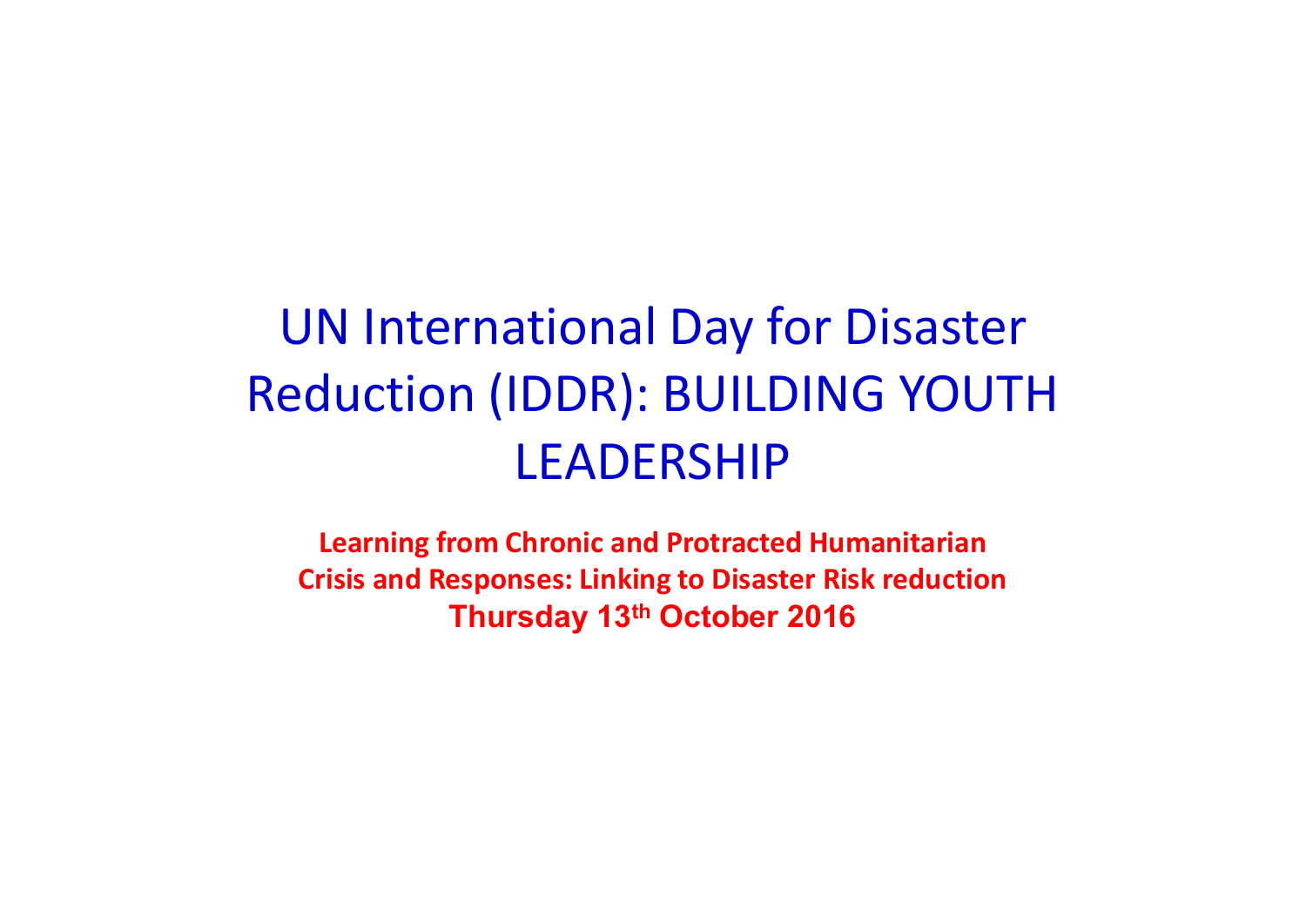# UN International Day for Disaster Reduction (IDDR): BUILDING YOUTH LEADERSHIP

**Learning from Chronic and Protracted Humanitarian Crisis and Responses: Linking to Disaster Risk reduction**

**Thursday 13th October 2016**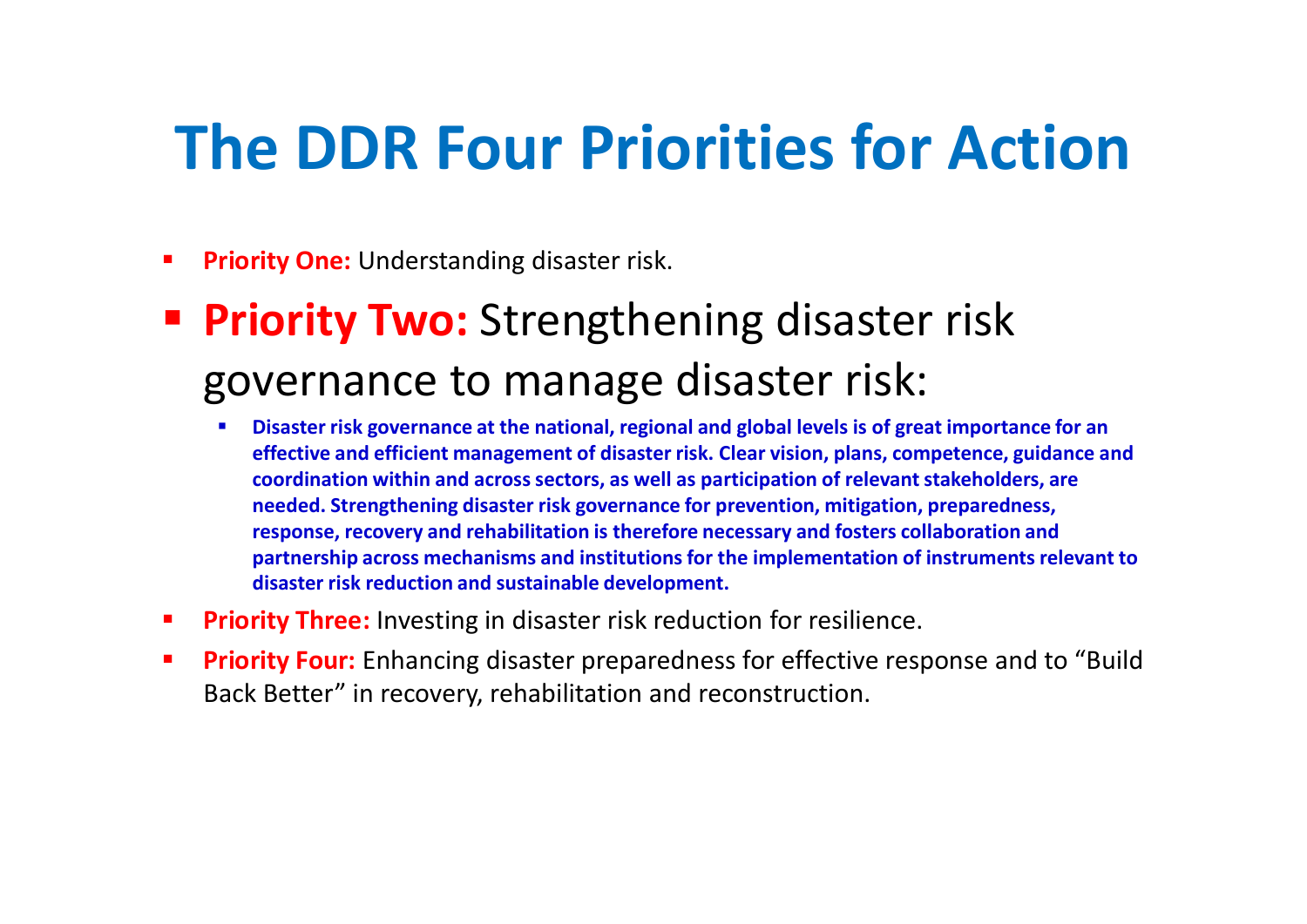# The DDR Four Priorities for Action

- **Priority One:** Understanding disaster risk.
- **Priority Two:** Strengthening disaster risk governance to manage disaster risk:
  - **Disaster risk governance at the national, regional and global levels is of great importance for an effective and efficient management of disaster risk. Clear vision, plans, competence, guidance and coordination within and across sectors, as well as participation of relevant stakeholders, are needed. Strengthening disaster risk governance for prevention, mitigation, preparedness, response, recovery and rehabilitation is therefore necessary and fosters collaboration and partnership across mechanisms and institutions for the implementation of instruments relevant to disaster risk reduction and sustainable development.**
- **Priority Three:** Investing in disaster risk reduction for resilience.
- **Priority Four:** Enhancing disaster preparedness for effective response and to "Build Back Better" in recovery, rehabilitation and reconstruction.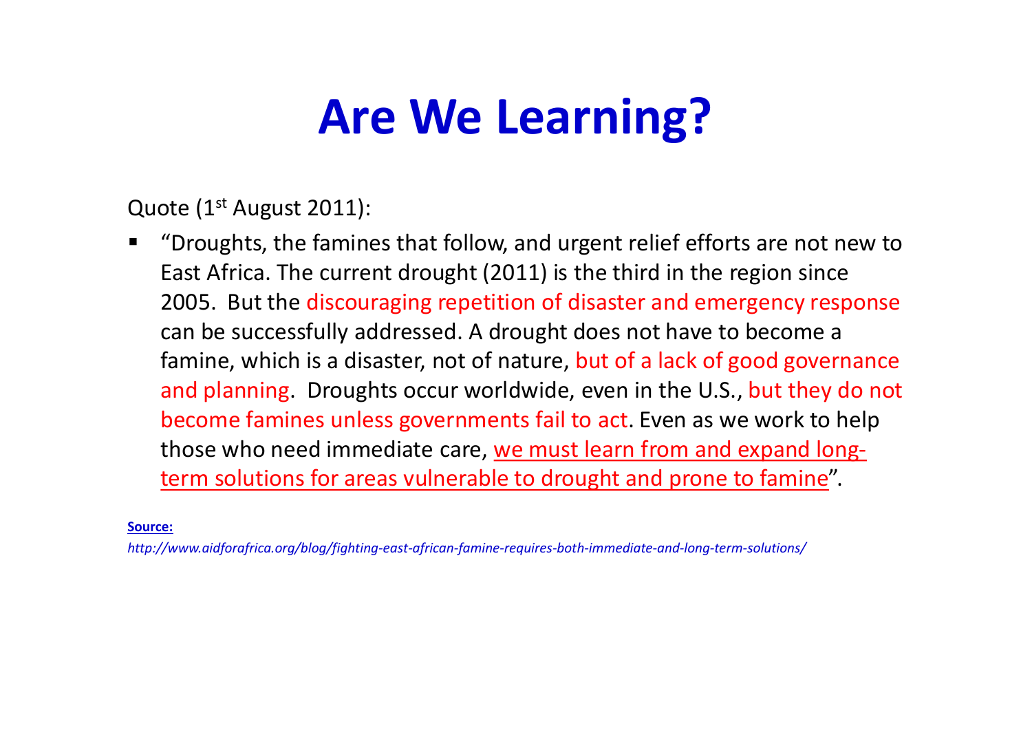# Are We Learning?

Quote (1st August 2011):

- "Droughts, the famines that follow, and urgent relief efforts are not new to East Africa. The current drought (2011) is the third in the region since 2005. But the discouraging repetition of disaster and emergency response can be successfully addressed. A drought does not have to become a famine, which is a disaster, not of nature, but of a lack of good governance and planning. Droughts occur worldwide, even in the U.S., but they do not become famines unless governments fail to act. Even as we work to help those who need immediate care, we must learn from and expand long-term solutions for areas vulnerable to drought and prone to famine".

**Source:**

*http://www.aidforafrica.org/blog/fighting-east-african-famine-requires-both-immediate-and-long-term-solutions/*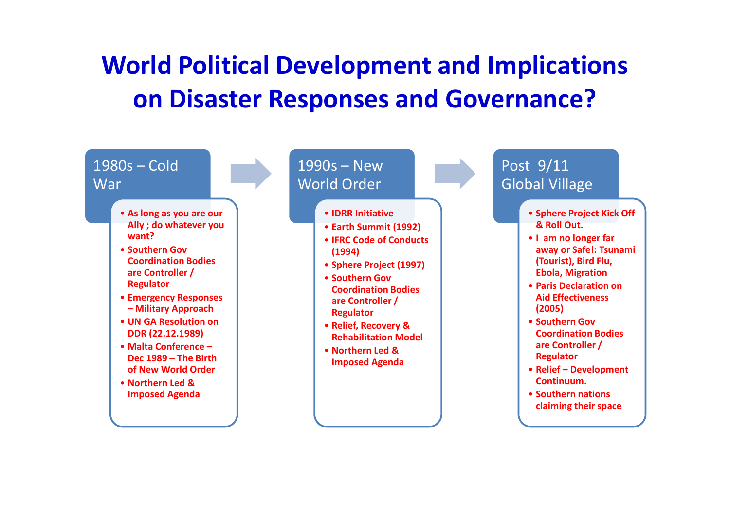# World Political Development and Implications on Disaster Responses and Governance?

## 1980s – Cold War

- As long as you are our Ally ; do whatever you want?
- Southern Gov Coordination Bodies are Controller / Regulator
- Emergency Responses – Military Approach
- UN GA Resolution on DDR (22.12.1989)
- Malta Conference – Dec 1989 – The Birth of New World Order
- Northern Led & Imposed Agenda

## 1990s – New World Order

- IDRR Initiative
- Earth Summit (1992)
- IFRC Code of Conducts (1994)
- Sphere Project (1997)
- Southern Gov Coordination Bodies are Controller / Regulator
- Relief, Recovery & Rehabilitation Model
- Northern Led & Imposed Agenda

## Post 9/11 Global Village

- Sphere Project Kick Off & Roll Out.
- I am no longer far away or Safe!: Tsunami (Tourist), Bird Flu, Ebola, Migration
- Paris Declaration on Aid Effectiveness (2005)
- Southern Gov Coordination Bodies are Controller / Regulator
- Relief – Development Continuum.
- Southern nations claiming their space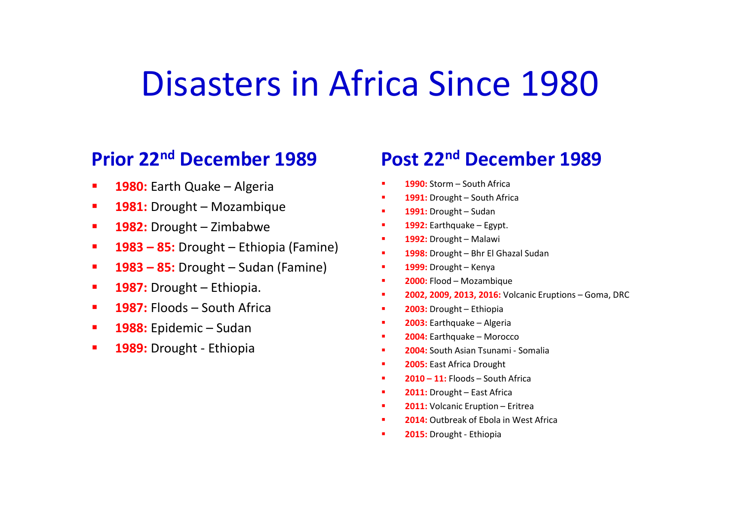# Disasters in Africa Since 1980

## Prior 22nd December 1989

- **1980:** Earth Quake – Algeria
- **1981:** Drought – Mozambique
- **1982:** Drought – Zimbabwe
- **1983 – 85:** Drought – Ethiopia (Famine)
- **1983 – 85:** Drought – Sudan (Famine)
- **1987:** Drought – Ethiopia.
- **1987:** Floods – South Africa
- **1988:** Epidemic – Sudan
- **1989:** Drought - Ethiopia

## Post 22nd December 1989

- **1990:** Storm – South Africa
- **1991:** Drought – South Africa
- **1991:** Drought – Sudan
- **1992:** Earthquake – Egypt.
- **1992:** Drought – Malawi
- **1998:** Drought – Bhr El Ghazal Sudan
- **1999:** Drought – Kenya
- **2000:** Flood – Mozambique
- **2002, 2009, 2013, 2016:** Volcanic Eruptions – Goma, DRC
- **2003:** Drought – Ethiopia
- **2003:** Earthquake – Algeria
- **2004:** Earthquake – Morocco
- **2004:** South Asian Tsunami - Somalia
- **2005:** East Africa Drought
- **2010 – 11:** Floods – South Africa
- **2011:** Drought – East Africa
- **2011:** Volcanic Eruption – Eritrea
- **2014:** Outbreak of Ebola in West Africa
- **2015:** Drought - Ethiopia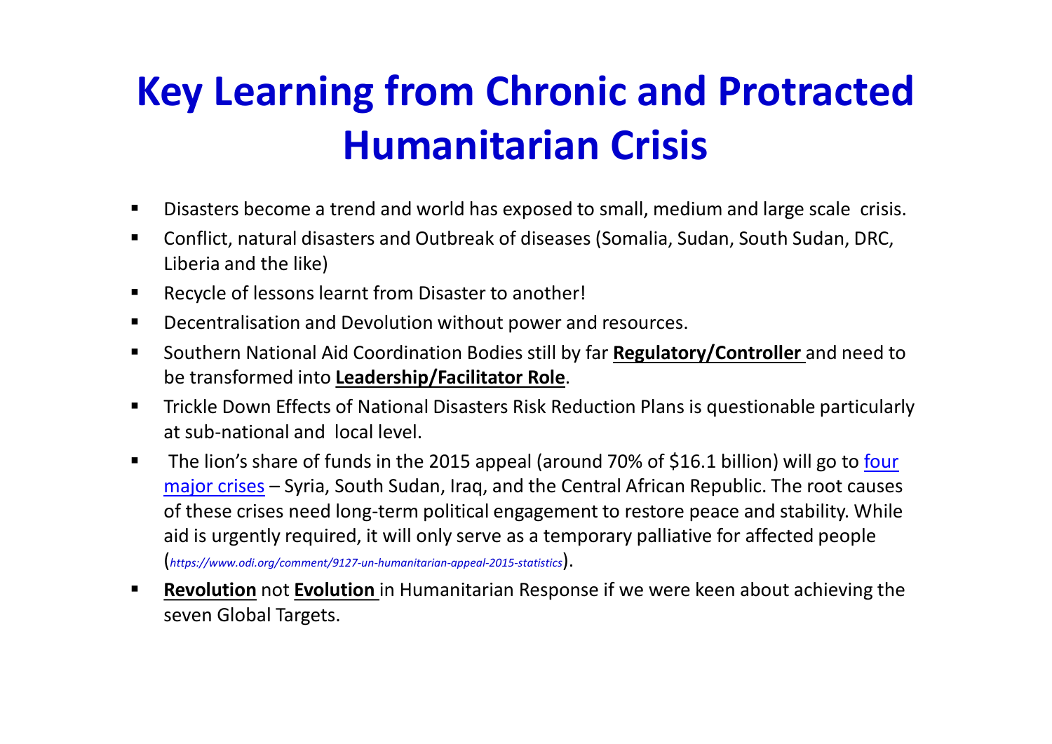# Key Learning from Chronic and Protracted Humanitarian Crisis

- Disasters become a trend and world has exposed to small, medium and large scale crisis.
- Conflict, natural disasters and Outbreak of diseases (Somalia, Sudan, South Sudan, DRC, Liberia and the like)
- Recycle of lessons learnt from Disaster to another!
- Decentralisation and Devolution without power and resources.
- Southern National Aid Coordination Bodies still by far **Regulatory/Controller** and need to be transformed into **Leadership/Facilitator Role**.
- Trickle Down Effects of National Disasters Risk Reduction Plans is questionable particularly at sub-national and local level.
- The lion's share of funds in the 2015 appeal (around 70% of $16.1 billion) will go to four major crises – Syria, South Sudan, Iraq, and the Central African Republic. The root causes of these crises need long-term political engagement to restore peace and stability. While aid is urgently required, it will only serve as a temporary palliative for affected people (*https://www.odi.org/comment/9127-un-humanitarian-appeal-2015-statistics*).
- **Revolution** not **Evolution** in Humanitarian Response if we were keen about achieving the seven Global Targets.